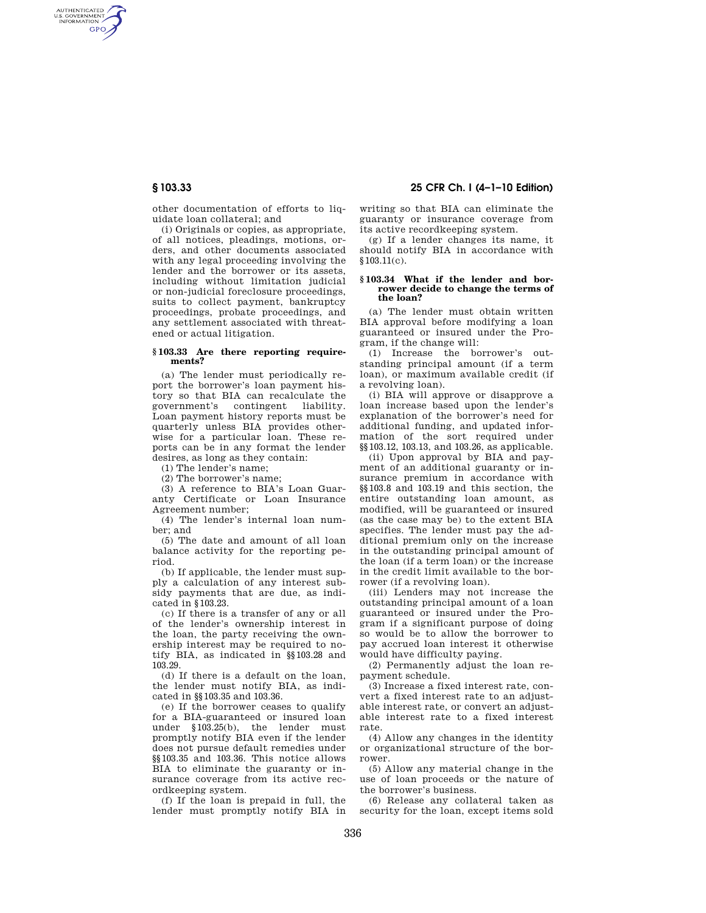other documentation of efforts to liquidate loan collateral; and

(i) Originals or copies, as appropriate, of all notices, pleadings, motions, orders, and other documents associated with any legal proceeding involving the lender and the borrower or its assets, including without limitation judicial or non-judicial foreclosure proceedings, suits to collect payment, bankruptcy proceedings, probate proceedings, and any settlement associated with threatened or actual litigation.

### § 103.33 Are there reporting requirements?

(a) The lender must periodically report the borrower's loan payment history so that BIA can recalculate the government's contingent liability. Loan payment history reports must be quarterly unless BIA provides otherwise for a particular loan. These reports can be in any format the lender desires, as long as they contain:

(1) The lender's name;

(2) The borrower's name;

(3) A reference to BIA's Loan Guaranty Certificate or Loan Insurance Agreement number;

(4) The lender's internal loan number; and

(5) The date and amount of all loan balance activity for the reporting period.

(b) If applicable, the lender must supply a calculation of any interest subsidy payments that are due, as indicated in § 103.23.

(c) If there is a transfer of any or all of the lender's ownership interest in the loan, the party receiving the ownership interest may be required to notify BIA, as indicated in §§ 103.28 and 103.29.

(d) If there is a default on the loan, the lender must notify BIA, as indicated in §§ 103.35 and 103.36.

(e) If the borrower ceases to qualify for a BIA-guaranteed or insured loan under § 103.25(b), the lender must promptly notify BIA even if the lender does not pursue default remedies under §§ 103.35 and 103.36. This notice allows BIA to eliminate the guaranty or insurance coverage from its active recordkeeping system.

(f) If the loan is prepaid in full, the lender must promptly notify BIA in writing so that BIA can eliminate the guaranty or insurance coverage from its active recordkeeping system.

(g) If a lender changes its name, it should notify BIA in accordance with § 103.11(c).

### § 103.34 What if the lender and borrower decide to change the terms of the loan?

(a) The lender must obtain written BIA approval before modifying a loan guaranteed or insured under the Program, if the change will:

(1) Increase the borrower's outstanding principal amount (if a term loan), or maximum available credit (if a revolving loan).

(i) BIA will approve or disapprove a loan increase based upon the lender's explanation of the borrower's need for additional funding, and updated information of the sort required under §§ 103.12, 103.13, and 103.26, as applicable.

(ii) Upon approval by BIA and payment of an additional guaranty or insurance premium in accordance with §§ 103.8 and 103.19 and this section, the entire outstanding loan amount, as modified, will be guaranteed or insured (as the case may be) to the extent BIA specifies. The lender must pay the additional premium only on the increase in the outstanding principal amount of the loan (if a term loan) or the increase in the credit limit available to the borrower (if a revolving loan).

(iii) Lenders may not increase the outstanding principal amount of a loan guaranteed or insured under the Program if a significant purpose of doing so would be to allow the borrower to pay accrued loan interest it otherwise would have difficulty paying.

(2) Permanently adjust the loan repayment schedule.

(3) Increase a fixed interest rate, convert a fixed interest rate to an adjustable interest rate, or convert an adjustable interest rate to a fixed interest rate.

(4) Allow any changes in the identity or organizational structure of the borrower.

(5) Allow any material change in the use of loan proceeds or the nature of the borrower's business.

(6) Release any collateral taken as security for the loan, except items sold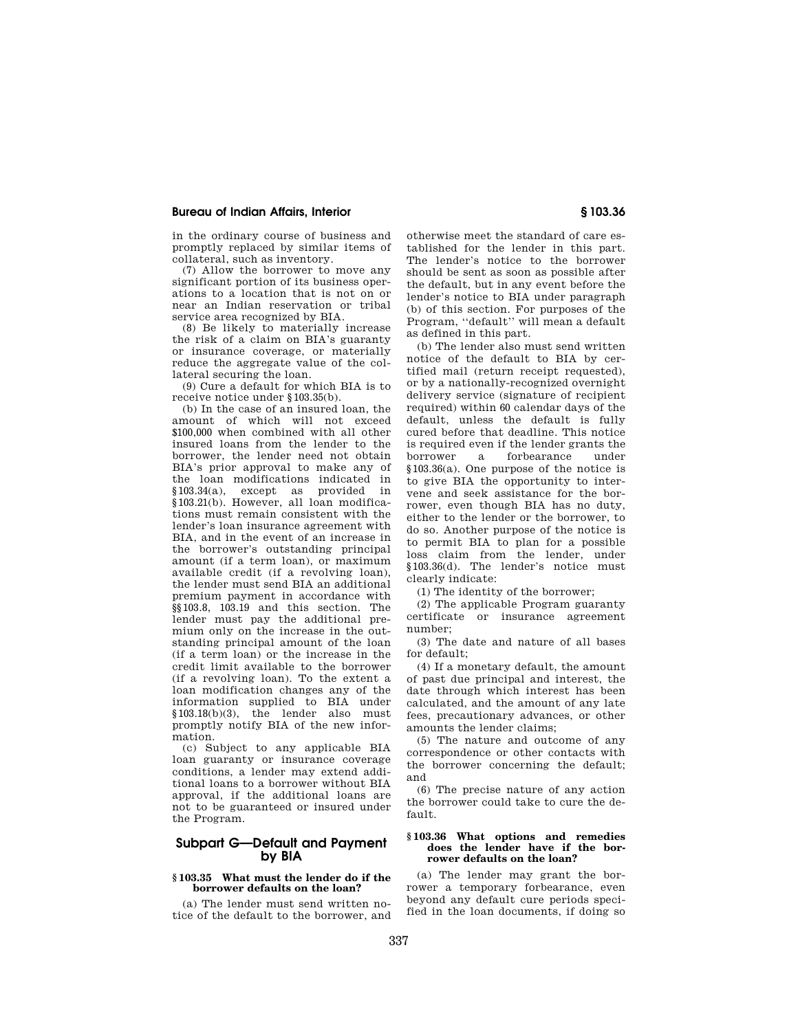in the ordinary course of business and promptly replaced by similar items of collateral, such as inventory.

(7) Allow the borrower to move any significant portion of its business operations to a location that is not on or near an Indian reservation or tribal service area recognized by BIA.

(8) Be likely to materially increase the risk of a claim on BIA's guaranty or insurance coverage, or materially reduce the aggregate value of the collateral securing the loan.

(9) Cure a default for which BIA is to receive notice under §103.35(b).

(b) In the case of an insured loan, the amount of which will not exceed $100,000 when combined with all other insured loans from the lender to the borrower, the lender need not obtain BIA's prior approval to make any of the loan modifications indicated in §103.34(a), except as provided in §103.21(b). However, all loan modifications must remain consistent with the lender's loan insurance agreement with BIA, and in the event of an increase in the borrower's outstanding principal amount (if a term loan), or maximum available credit (if a revolving loan), the lender must send BIA an additional premium payment in accordance with §§103.8, 103.19 and this section. The lender must pay the additional premium only on the increase in the outstanding principal amount of the loan (if a term loan) or the increase in the credit limit available to the borrower (if a revolving loan). To the extent a loan modification changes any of the information supplied to BIA under §103.18(b)(3), the lender also must promptly notify BIA of the new information.

(c) Subject to any applicable BIA loan guaranty or insurance coverage conditions, a lender may extend additional loans to a borrower without BIA approval, if the additional loans are not to be guaranteed or insured under the Program.

## Subpart G—Default and Payment by BIA

### §103.35 What must the lender do if the borrower defaults on the loan?

(a) The lender must send written notice of the default to the borrower, and otherwise meet the standard of care established for the lender in this part. The lender's notice to the borrower should be sent as soon as possible after the default, but in any event before the lender's notice to BIA under paragraph (b) of this section. For purposes of the Program, ''default'' will mean a default as defined in this part.

(b) The lender also must send written notice of the default to BIA by certified mail (return receipt requested), or by a nationally-recognized overnight delivery service (signature of recipient required) within 60 calendar days of the default, unless the default is fully cured before that deadline. This notice is required even if the lender grants the borrower a forbearance under §103.36(a). One purpose of the notice is to give BIA the opportunity to intervene and seek assistance for the borrower, even though BIA has no duty, either to the lender or the borrower, to do so. Another purpose of the notice is to permit BIA to plan for a possible loss claim from the lender, under §103.36(d). The lender's notice must clearly indicate:

(1) The identity of the borrower;

(2) The applicable Program guaranty certificate or insurance agreement number;

(3) The date and nature of all bases for default;

(4) If a monetary default, the amount of past due principal and interest, the date through which interest has been calculated, and the amount of any late fees, precautionary advances, or other amounts the lender claims;

(5) The nature and outcome of any correspondence or other contacts with the borrower concerning the default; and

(6) The precise nature of any action the borrower could take to cure the default.

### §103.36 What options and remedies does the lender have if the borrower defaults on the loan?

(a) The lender may grant the borrower a temporary forbearance, even beyond any default cure periods specified in the loan documents, if doing so